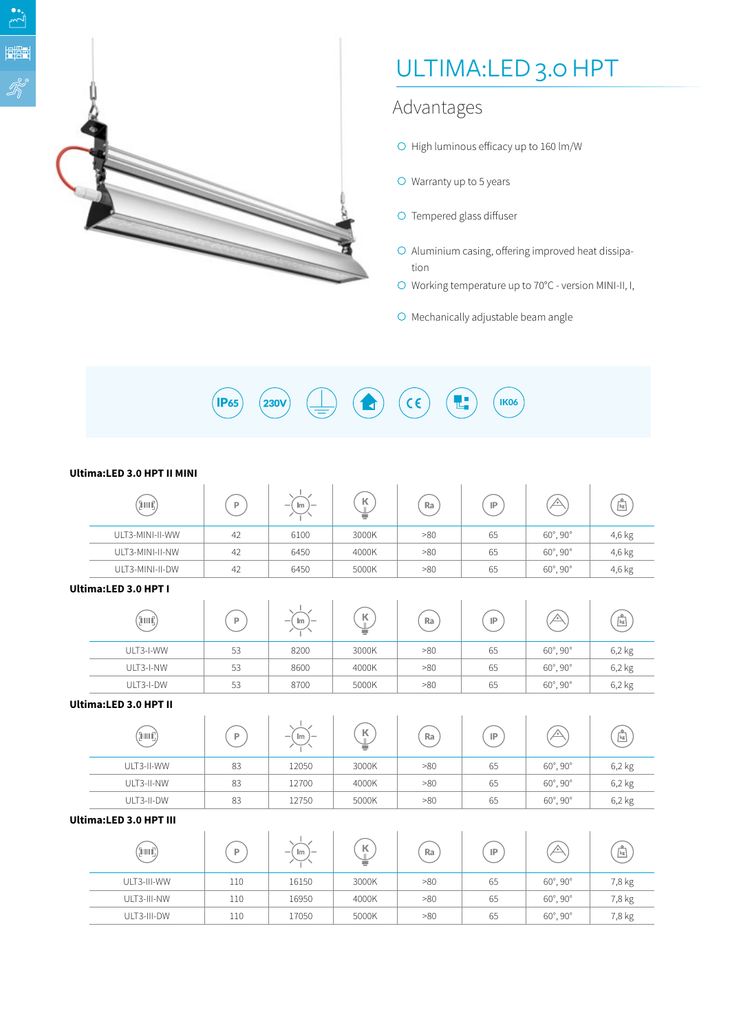# ULTIMA:LED 3.0 HPT

## Advantages

- High luminous efficacy up to 160 lm/W
- Warranty up to 5 years
- Tempered glass diffuser
- Aluminium casing, offering improved heat dissipation
- Working temperature up to 70°C - version MINI-II, I,
- Mechanically adjustable beam angle

IP65 | 230V | CE | IK06

### Ultima:LED 3.0 HPT II MINI

| | P | lm | K | Ra | IP | | kg |
|---|---|---|---|---|---|---|---|
| ULT3-MINI-II-WW | 42 | 6100 | 3000K | >80 | 65 | 60°, 90° | 4,6 kg |
| ULT3-MINI-II-NW | 42 | 6450 | 4000K | >80 | 65 | 60°, 90° | 4,6 kg |
| ULT3-MINI-II-DW | 42 | 6450 | 5000K | >80 | 65 | 60°, 90° | 4,6 kg |

### Ultima:LED 3.0 HPT I

| | P | lm | K | Ra | IP | | kg |
|---|---|---|---|---|---|---|---|
| ULT3-I-WW | 53 | 8200 | 3000K | >80 | 65 | 60°, 90° | 6,2 kg |
| ULT3-I-NW | 53 | 8600 | 4000K | >80 | 65 | 60°, 90° | 6,2 kg |
| ULT3-I-DW | 53 | 8700 | 5000K | >80 | 65 | 60°, 90° | 6,2 kg |

### Ultima:LED 3.0 HPT II

| | P | lm | K | Ra | IP | | kg |
|---|---|---|---|---|---|---|---|
| ULT3-II-WW | 83 | 12050 | 3000K | >80 | 65 | 60°, 90° | 6,2 kg |
| ULT3-II-NW | 83 | 12700 | 4000K | >80 | 65 | 60°, 90° | 6,2 kg |
| ULT3-II-DW | 83 | 12750 | 5000K | >80 | 65 | 60°, 90° | 6,2 kg |

### Ultima:LED 3.0 HPT III

| | P | lm | K | Ra | IP | | kg |
|---|---|---|---|---|---|---|---|
| ULT3-III-WW | 110 | 16150 | 3000K | >80 | 65 | 60°, 90° | 7,8 kg |
| ULT3-III-NW | 110 | 16950 | 4000K | >80 | 65 | 60°, 90° | 7,8 kg |
| ULT3-III-DW | 110 | 17050 | 5000K | >80 | 65 | 60°, 90° | 7,8 kg |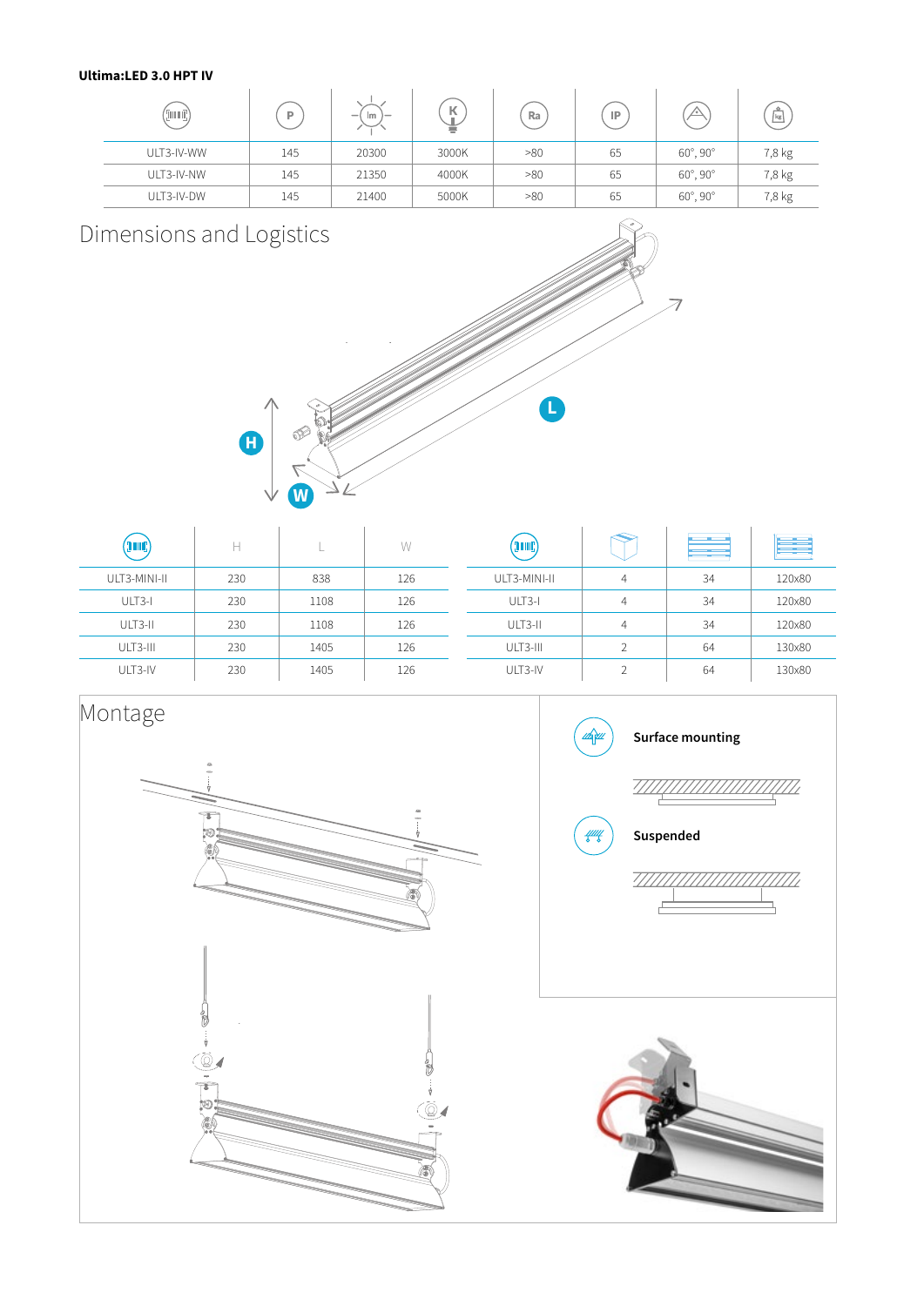**Ultima:LED 3.0 HPT IV**

| | P | lm | K | Ra | IP | | kg |
|---|---|---|---|---|---|---|---|
| ULT3-IV-WW | 145 | 20300 | 3000K | >80 | 65 | 60°, 90° | 7,8 kg |
| ULT3-IV-NW | 145 | 21350 | 4000K | >80 | 65 | 60°, 90° | 7,8 kg |
| ULT3-IV-DW | 145 | 21400 | 5000K | >80 | 65 | 60°, 90° | 7,8 kg |

# Dimensions and Logistics

L

H

W

| | H | L | W |
|---|---|---|---|
| ULT3-MINI-II | 230 | 838 | 126 |
| ULT3-I | 230 | 1108 | 126 |
| ULT3-II | 230 | 1108 | 126 |
| ULT3-III | 230 | 1405 | 126 |
| ULT3-IV | 230 | 1405 | 126 |

| | | | |
|---|---|---|---|
| ULT3-MINI-II | 4 | 34 | 120x80 |
| ULT3-I | 4 | 34 | 120x80 |
| ULT3-II | 4 | 34 | 120x80 |
| ULT3-III | 2 | 64 | 130x80 |
| ULT3-IV | 2 | 64 | 130x80 |

# Montage

**Surface mounting**

**Suspended**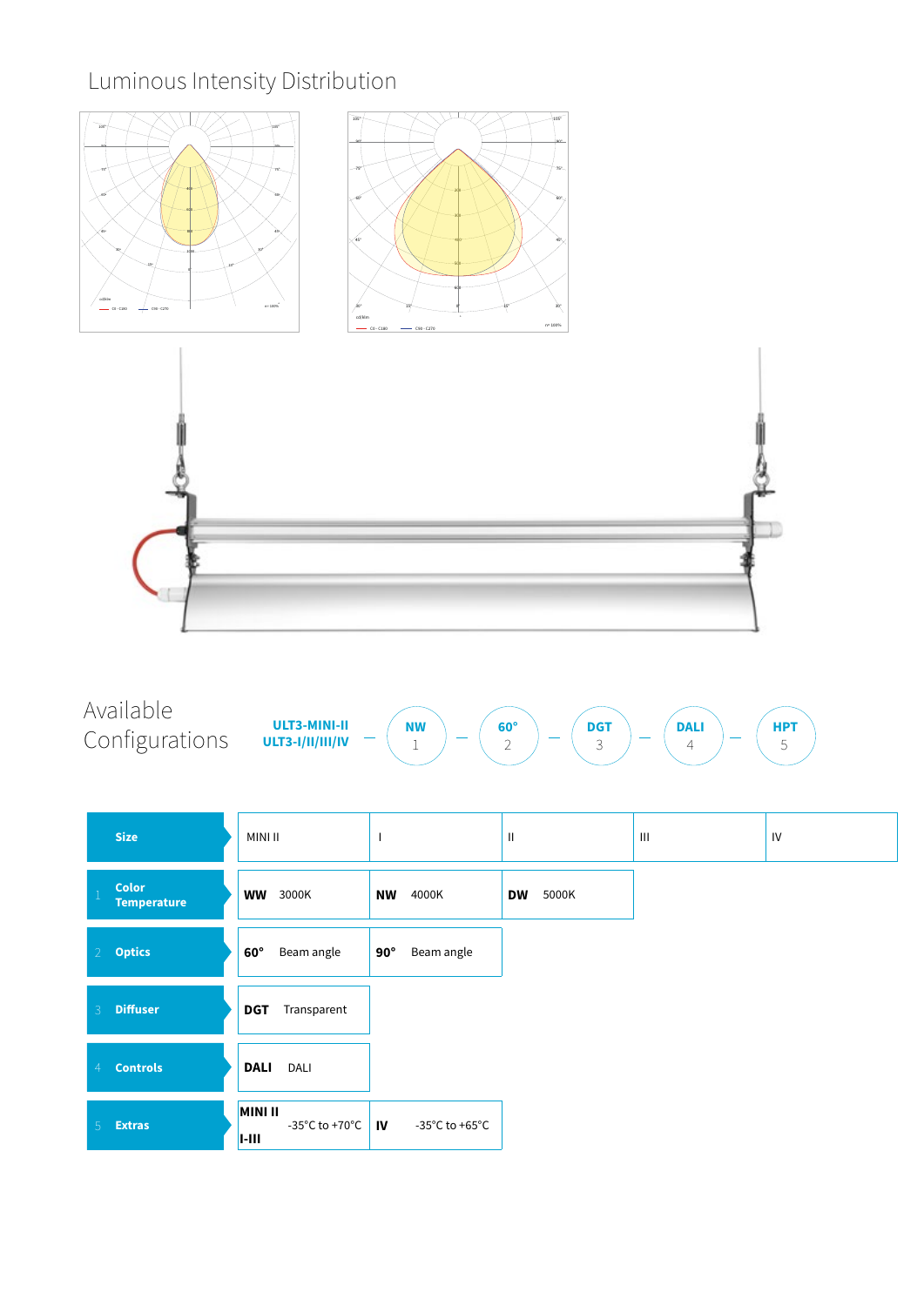## Luminous Intensity Distribution

## Available Configurations

ULT3-MINI-II
ULT3-I/II/III/IV — NW 1 — 60° 2 — DGT 3 — DALI 4 — HPT 5

| | | | | | |
|---|---|---|---|---|---|
| **Size** | MINI II | I | II | III | IV |
| 1 **Color Temperature** | **WW** 3000K | **NW** 4000K | **DW** 5000K | | |
| 2 **Optics** | **60°** Beam angle | **90°** Beam angle | | | |
| 3 **Diffuser** | **DGT** Transparent | | | | |
| 4 **Controls** | **DALI** DALI | | | | |
| 5 **Extras** | **MINI II I-III** -35°C to +70°C | **IV** -35°C to +65°C | | | |